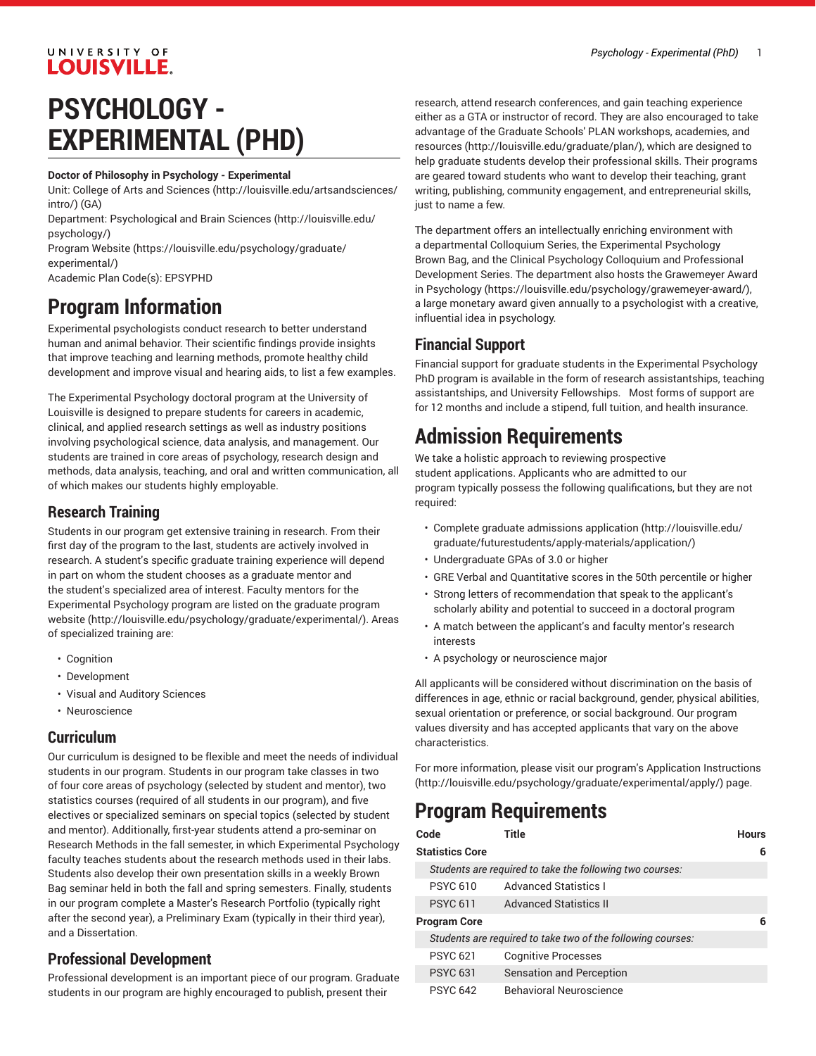# PSYCHOLOGY - EXPERIMENTAL (PHD)

**Doctor of Philosophy in Psychology - Experimental**

Unit: College of Arts and Sciences (http://louisville.edu/artsandsciences/intro/) (GA)

Department: Psychological and Brain Sciences (http://louisville.edu/psychology/)

Program Website (https://louisville.edu/psychology/graduate/experimental/)

Academic Plan Code(s): EPSYPHD

## Program Information

Experimental psychologists conduct research to better understand human and animal behavior. Their scientific findings provide insights that improve teaching and learning methods, promote healthy child development and improve visual and hearing aids, to list a few examples.

The Experimental Psychology doctoral program at the University of Louisville is designed to prepare students for careers in academic, clinical, and applied research settings as well as industry positions involving psychological science, data analysis, and management. Our students are trained in core areas of psychology, research design and methods, data analysis, teaching, and oral and written communication, all of which makes our students highly employable.

### Research Training

Students in our program get extensive training in research. From their first day of the program to the last, students are actively involved in research. A student's specific graduate training experience will depend in part on whom the student chooses as a graduate mentor and the student's specialized area of interest. Faculty mentors for the Experimental Psychology program are listed on the graduate program website (http://louisville.edu/psychology/graduate/experimental/). Areas of specialized training are:

- Cognition
- Development
- Visual and Auditory Sciences
- Neuroscience

### Curriculum

Our curriculum is designed to be flexible and meet the needs of individual students in our program. Students in our program take classes in two of four core areas of psychology (selected by student and mentor), two statistics courses (required of all students in our program), and five electives or specialized seminars on special topics (selected by student and mentor). Additionally, first-year students attend a pro-seminar on Research Methods in the fall semester, in which Experimental Psychology faculty teaches students about the research methods used in their labs. Students also develop their own presentation skills in a weekly Brown Bag seminar held in both the fall and spring semesters. Finally, students in our program complete a Master's Research Portfolio (typically right after the second year), a Preliminary Exam (typically in their third year), and a Dissertation.

### Professional Development

Professional development is an important piece of our program. Graduate students in our program are highly encouraged to publish, present their research, attend research conferences, and gain teaching experience either as a GTA or instructor of record. They are also encouraged to take advantage of the Graduate Schools' PLAN workshops, academies, and resources (http://louisville.edu/graduate/plan/), which are designed to help graduate students develop their professional skills. Their programs are geared toward students who want to develop their teaching, grant writing, publishing, community engagement, and entrepreneurial skills, just to name a few.

The department offers an intellectually enriching environment with a departmental Colloquium Series, the Experimental Psychology Brown Bag, and the Clinical Psychology Colloquium and Professional Development Series. The department also hosts the Grawemeyer Award in Psychology (https://louisville.edu/psychology/grawemeyer-award/), a large monetary award given annually to a psychologist with a creative, influential idea in psychology.

### Financial Support

Financial support for graduate students in the Experimental Psychology PhD program is available in the form of research assistantships, teaching assistantships, and University Fellowships. Most forms of support are for 12 months and include a stipend, full tuition, and health insurance.

## Admission Requirements

We take a holistic approach to reviewing prospective student applications. Applicants who are admitted to our program typically possess the following qualifications, but they are not required:

- Complete graduate admissions application (http://louisville.edu/graduate/futurestudents/apply-materials/application/)
- Undergraduate GPAs of 3.0 or higher
- GRE Verbal and Quantitative scores in the 50th percentile or higher
- Strong letters of recommendation that speak to the applicant's scholarly ability and potential to succeed in a doctoral program
- A match between the applicant's and faculty mentor's research interests
- A psychology or neuroscience major

All applicants will be considered without discrimination on the basis of differences in age, ethnic or racial background, gender, physical abilities, sexual orientation or preference, or social background. Our program values diversity and has accepted applicants that vary on the above characteristics.

For more information, please visit our program's Application Instructions (http://louisville.edu/psychology/graduate/experimental/apply/) page.

## Program Requirements

| Code | Title | Hours |
|---|---|---|
| **Statistics Core** | | **6** |
| *Students are required to take the following two courses:* | | |
| PSYC 610 | Advanced Statistics I | |
| PSYC 611 | Advanced Statistics II | |
| **Program Core** | | **6** |
| *Students are required to take two of the following courses:* | | |
| PSYC 621 | Cognitive Processes | |
| PSYC 631 | Sensation and Perception | |
| PSYC 642 | Behavioral Neuroscience | |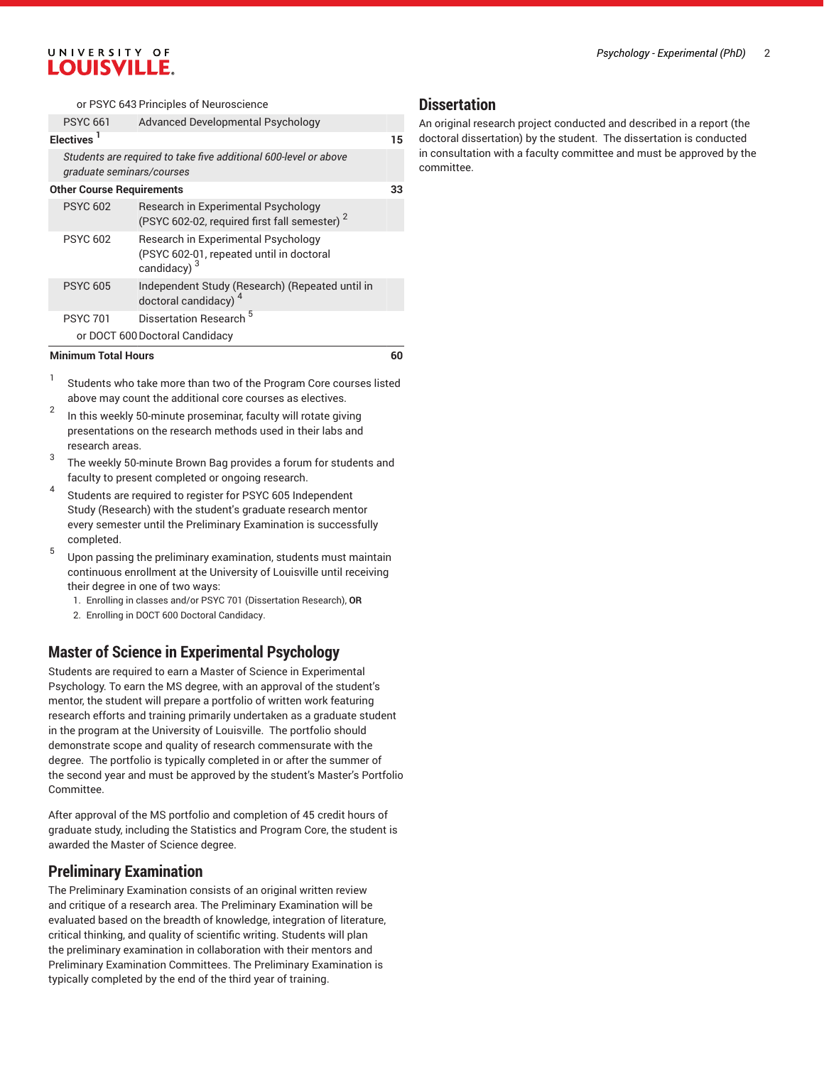| | | |
|---|---|---|
| or PSYC 643 | Principles of Neuroscience | |
| PSYC 661 | Advanced Developmental Psychology | |
| **Electives** [1] | | **15** |
| *Students are required to take five additional 600-level or above graduate seminars/courses* | | |
| **Other Course Requirements** | | **33** |
| PSYC 602 | Research in Experimental Psychology (PSYC 602-02, required first fall semester) [2] | |
| PSYC 602 | Research in Experimental Psychology (PSYC 602-01, repeated until in doctoral candidacy) [3] | |
| PSYC 605 | Independent Study (Research) (Repeated until in doctoral candidacy) [4] | |
| PSYC 701 | Dissertation Research [5] | |
| or DOCT 600 | Doctoral Candidacy | |
| **Minimum Total Hours** | | **60** |

1. Students who take more than two of the Program Core courses listed above may count the additional core courses as electives.
2. In this weekly 50-minute proseminar, faculty will rotate giving presentations on the research methods used in their labs and research areas.
3. The weekly 50-minute Brown Bag provides a forum for students and faculty to present completed or ongoing research.
4. Students are required to register for PSYC 605 Independent Study (Research) with the student's graduate research mentor every semester until the Preliminary Examination is successfully completed.
5. Upon passing the preliminary examination, students must maintain continuous enrollment at the University of Louisville until receiving their degree in one of two ways:
   1. Enrolling in classes and/or PSYC 701 (Dissertation Research), **OR**
   2. Enrolling in DOCT 600 Doctoral Candidacy.

## Master of Science in Experimental Psychology

Students are required to earn a Master of Science in Experimental Psychology. To earn the MS degree, with an approval of the student's mentor, the student will prepare a portfolio of written work featuring research efforts and training primarily undertaken as a graduate student in the program at the University of Louisville. The portfolio should demonstrate scope and quality of research commensurate with the degree. The portfolio is typically completed in or after the summer of the second year and must be approved by the student's Master's Portfolio Committee.

After approval of the MS portfolio and completion of 45 credit hours of graduate study, including the Statistics and Program Core, the student is awarded the Master of Science degree.

## Preliminary Examination

The Preliminary Examination consists of an original written review and critique of a research area. The Preliminary Examination will be evaluated based on the breadth of knowledge, integration of literature, critical thinking, and quality of scientific writing. Students will plan the preliminary examination in collaboration with their mentors and Preliminary Examination Committees. The Preliminary Examination is typically completed by the end of the third year of training.

## Dissertation

An original research project conducted and described in a report (the doctoral dissertation) by the student. The dissertation is conducted in consultation with a faculty committee and must be approved by the committee.